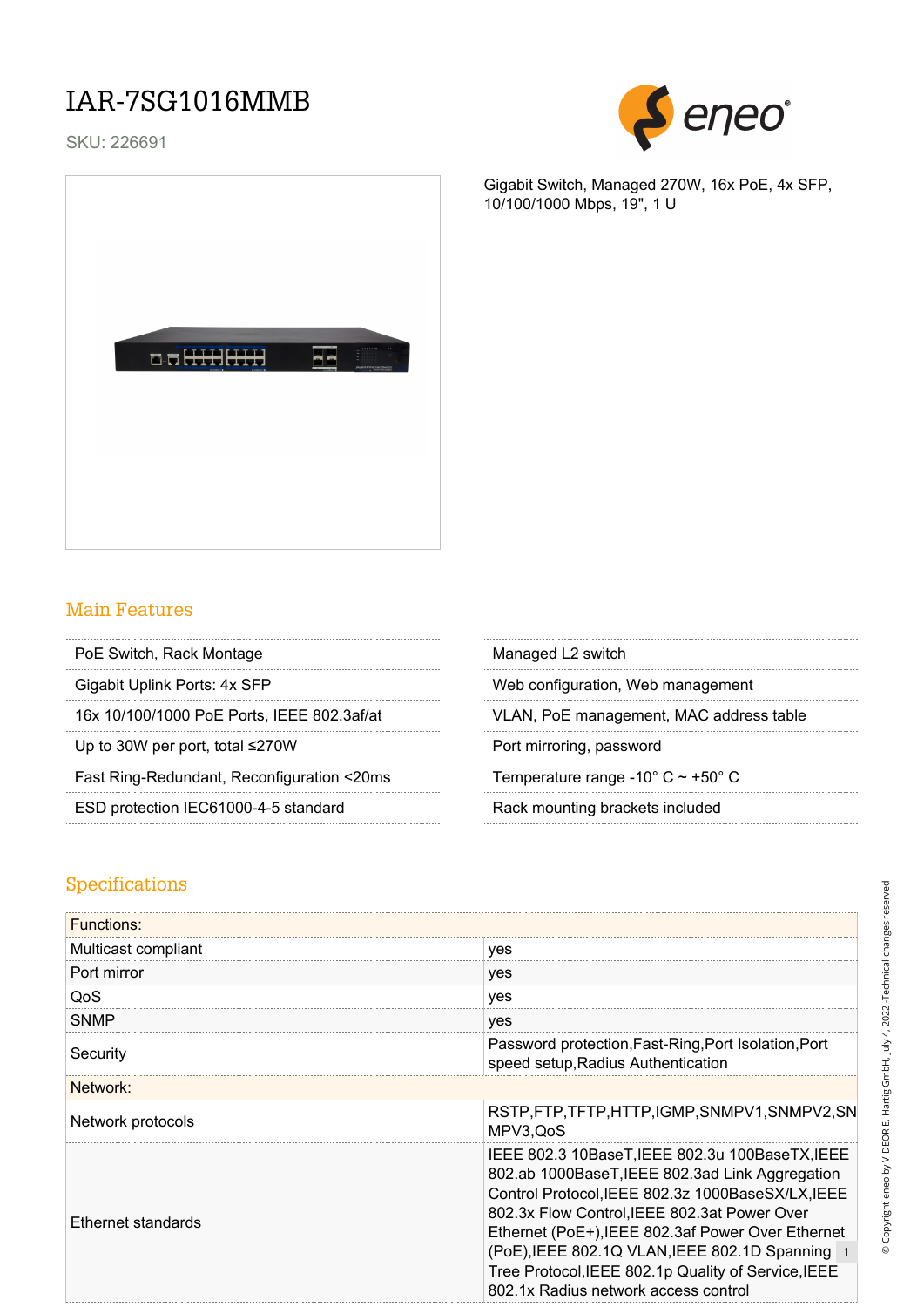# IAR-7SG1016MMB

SKU: 226691

Gigabit Switch, Managed 270W, 16x PoE, 4x SFP, 10/100/1000 Mbps, 19", 1 U

## Main Features

- PoE Switch, Rack Montage
- Gigabit Uplink Ports: 4x SFP
- 16x 10/100/1000 PoE Ports, IEEE 802.3af/at
- Up to 30W per port, total ≤270W
- Fast Ring-Redundant, Reconfiguration <20ms
- ESD protection IEC61000-4-5 standard
- Managed L2 switch
- Web configuration, Web management
- VLAN, PoE management, MAC address table
- Port mirroring, password
- Temperature range -10° C ~ +50° C
- Rack mounting brackets included

## Specifications

| Functions: | |
|---|---|
| Multicast compliant | yes |
| Port mirror | yes |
| QoS | yes |
| SNMP | yes |
| Security | Password protection,Fast-Ring,Port Isolation,Port speed setup,Radius Authentication |
| **Network:** | |
| Network protocols | RSTP,FTP,TFTP,HTTP,IGMP,SNMPV1,SNMPV2,SNMPV3,QoS |
| Ethernet standards | IEEE 802.3 10BaseT,IEEE 802.3u 100BaseTX,IEEE 802.ab 1000BaseT,IEEE 802.3ad Link Aggregation Control Protocol,IEEE 802.3z 1000BaseSX/LX,IEEE 802.3x Flow Control,IEEE 802.3at Power Over Ethernet (PoE+),IEEE 802.3af Power Over Ethernet (PoE),IEEE 802.1Q VLAN,IEEE 802.1D Spanning Tree Protocol,IEEE 802.1p Quality of Service,IEEE 802.1x Radius network access control |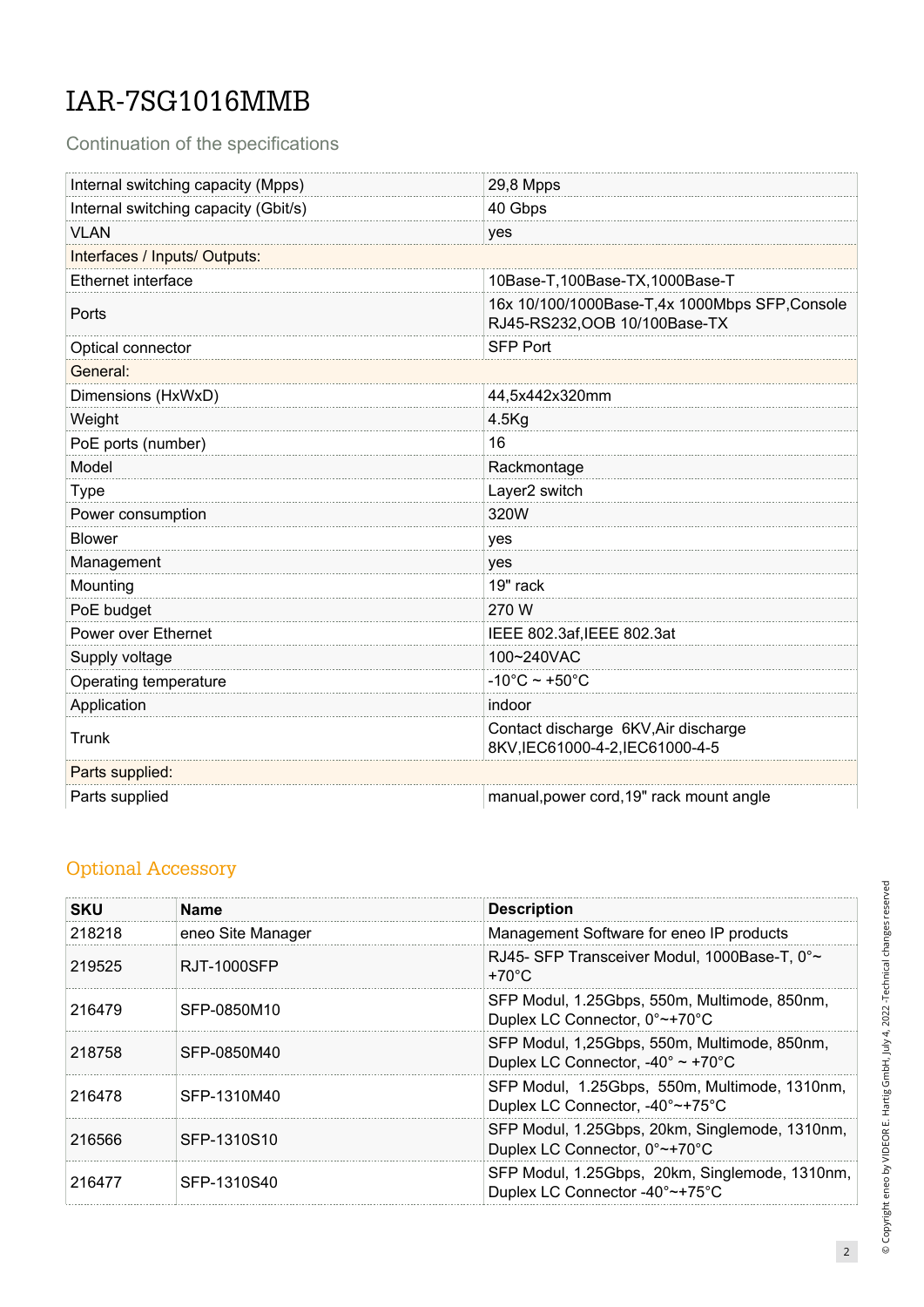# IAR-7SG1016MMB

Continuation of the specifications

| | |
|---|---|
| Internal switching capacity (Mpps) | 29,8 Mpps |
| Internal switching capacity (Gbit/s) | 40 Gbps |
| VLAN | yes |
| Interfaces / Inputs/ Outputs: | |
| Ethernet interface | 10Base-T,100Base-TX,1000Base-T |
| Ports | 16x 10/100/1000Base-T,4x 1000Mbps SFP,Console RJ45-RS232,OOB 10/100Base-TX |
| Optical connector | SFP Port |
| General: | |
| Dimensions (HxWxD) | 44,5x442x320mm |
| Weight | 4.5Kg |
| PoE ports (number) | 16 |
| Model | Rackmontage |
| Type | Layer2 switch |
| Power consumption | 320W |
| Blower | yes |
| Management | yes |
| Mounting | 19" rack |
| PoE budget | 270 W |
| Power over Ethernet | IEEE 802.3af,IEEE 802.3at |
| Supply voltage | 100~240VAC |
| Operating temperature | -10°C ~ +50°C |
| Application | indoor |
| Trunk | Contact discharge 6KV,Air discharge 8KV,IEC61000-4-2,IEC61000-4-5 |
| Parts supplied: | |
| Parts supplied | manual,power cord,19" rack mount angle |

## Optional Accessory

| SKU | Name | Description |
|---|---|---|
| 218218 | eneo Site Manager | Management Software for eneo IP products |
| 219525 | RJT-1000SFP | RJ45- SFP Transceiver Modul, 1000Base-T, 0°~ +70°C |
| 216479 | SFP-0850M10 | SFP Modul, 1.25Gbps, 550m, Multimode, 850nm, Duplex LC Connector, 0°~+70°C |
| 218758 | SFP-0850M40 | SFP Modul, 1,25Gbps, 550m, Multimode, 850nm, Duplex LC Connector, -40° ~ +70°C |
| 216478 | SFP-1310M40 | SFP Modul, 1.25Gbps, 550m, Multimode, 1310nm, Duplex LC Connector, -40°~+75°C |
| 216566 | SFP-1310S10 | SFP Modul, 1.25Gbps, 20km, Singlemode, 1310nm, Duplex LC Connector, 0°~+70°C |
| 216477 | SFP-1310S40 | SFP Modul, 1.25Gbps, 20km, Singlemode, 1310nm, Duplex LC Connector -40°~+75°C |

© Copyright eneo by VIDEOR E. Hartig GmbH, July 4, 2022 -Technical changes reserved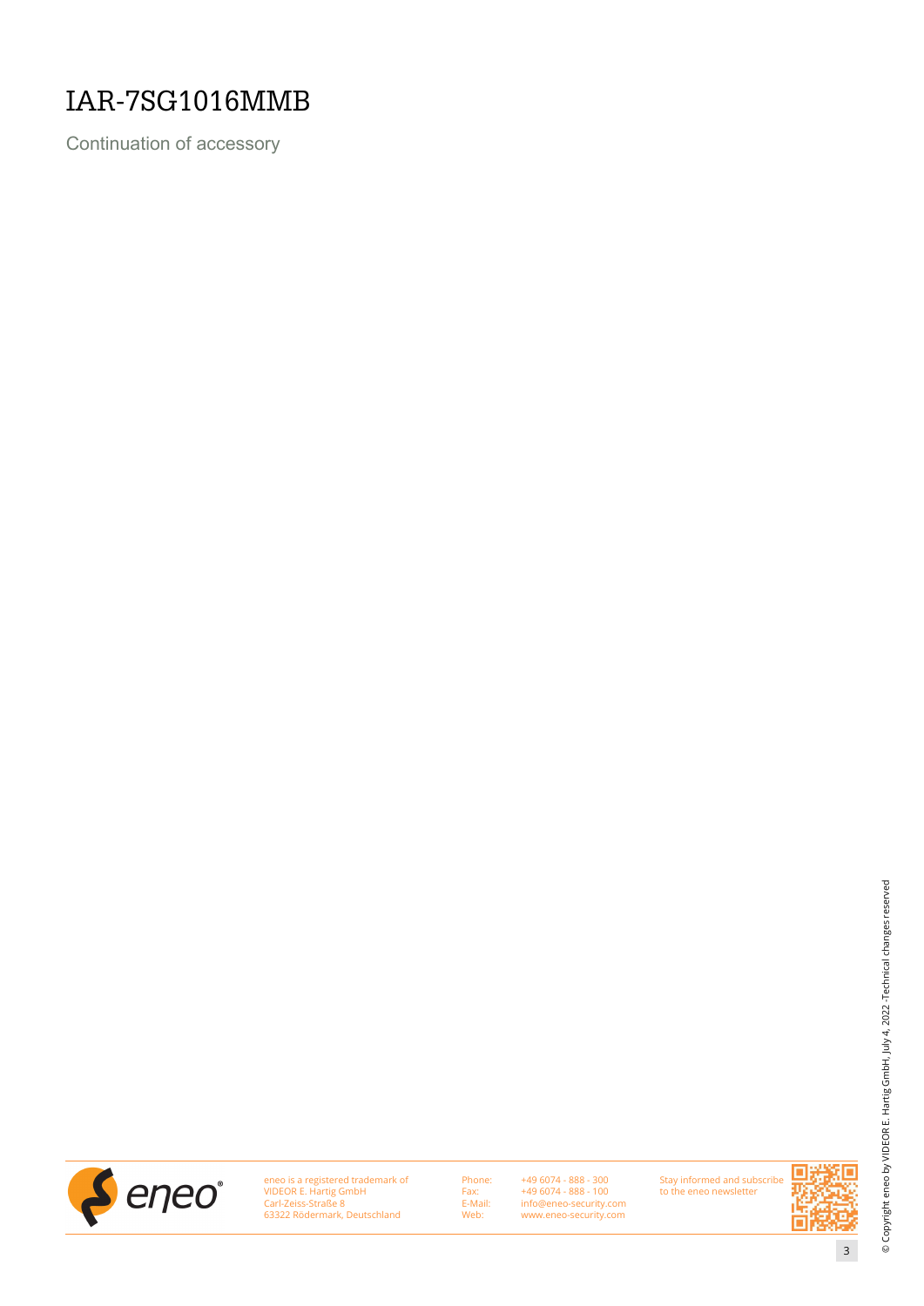# IAR-7SG1016MMB

Continuation of accessory